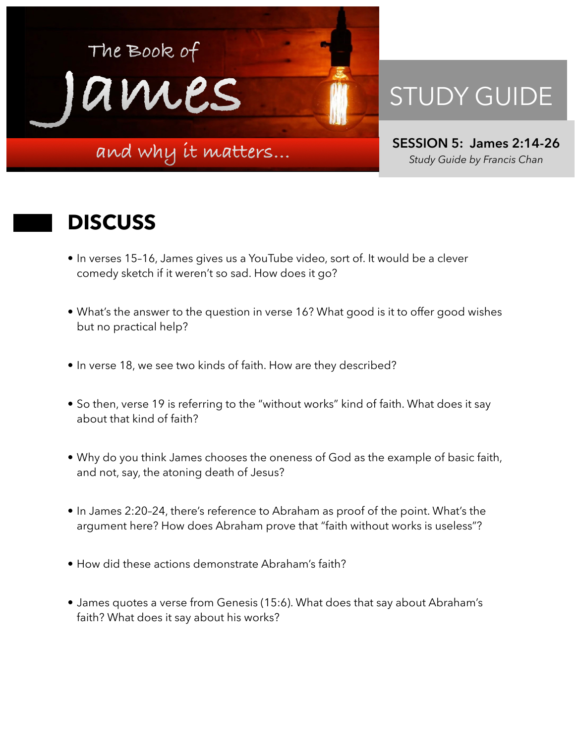# The Book of James

## and why it matters...

# STUDY GUIDE

**SESSION 5: James 2:14-26**

*Study Guide by Francis Chan*

## DISCUSS

- In verses 15–16, James gives us a YouTube video, sort of. It would be a clever comedy sketch if it weren't so sad. How does it go?

- What's the answer to the question in verse 16? What good is it to offer good wishes but no practical help?

- In verse 18, we see two kinds of faith. How are they described?

- So then, verse 19 is referring to the "without works" kind of faith. What does it say about that kind of faith?

- Why do you think James chooses the oneness of God as the example of basic faith, and not, say, the atoning death of Jesus?

- In James 2:20–24, there's reference to Abraham as proof of the point. What's the argument here? How does Abraham prove that "faith without works is useless"?

- How did these actions demonstrate Abraham's faith?

- James quotes a verse from Genesis (15:6). What does that say about Abraham's faith? What does it say about his works?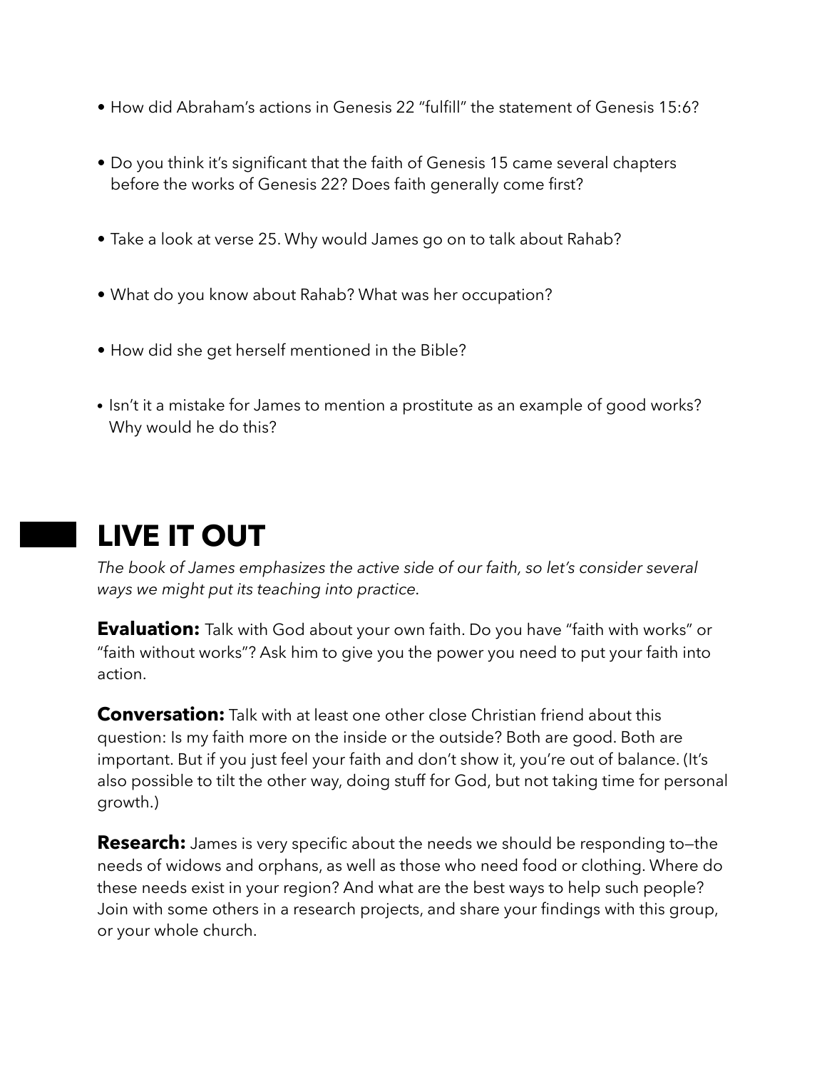- How did Abraham's actions in Genesis 22 "fulfill" the statement of Genesis 15:6?
- Do you think it's significant that the faith of Genesis 15 came several chapters before the works of Genesis 22? Does faith generally come first?
- Take a look at verse 25. Why would James go on to talk about Rahab?
- What do you know about Rahab? What was her occupation?
- How did she get herself mentioned in the Bible?
- Isn't it a mistake for James to mention a prostitute as an example of good works? Why would he do this?

## LIVE IT OUT

*The book of James emphasizes the active side of our faith, so let's consider several ways we might put its teaching into practice.*

**Evaluation:** Talk with God about your own faith. Do you have "faith with works" or "faith without works"? Ask him to give you the power you need to put your faith into action.

**Conversation:** Talk with at least one other close Christian friend about this question: Is my faith more on the inside or the outside? Both are good. Both are important. But if you just feel your faith and don't show it, you're out of balance. (It's also possible to tilt the other way, doing stuff for God, but not taking time for personal growth.)

**Research:** James is very specific about the needs we should be responding to—the needs of widows and orphans, as well as those who need food or clothing. Where do these needs exist in your region? And what are the best ways to help such people? Join with some others in a research projects, and share your findings with this group, or your whole church.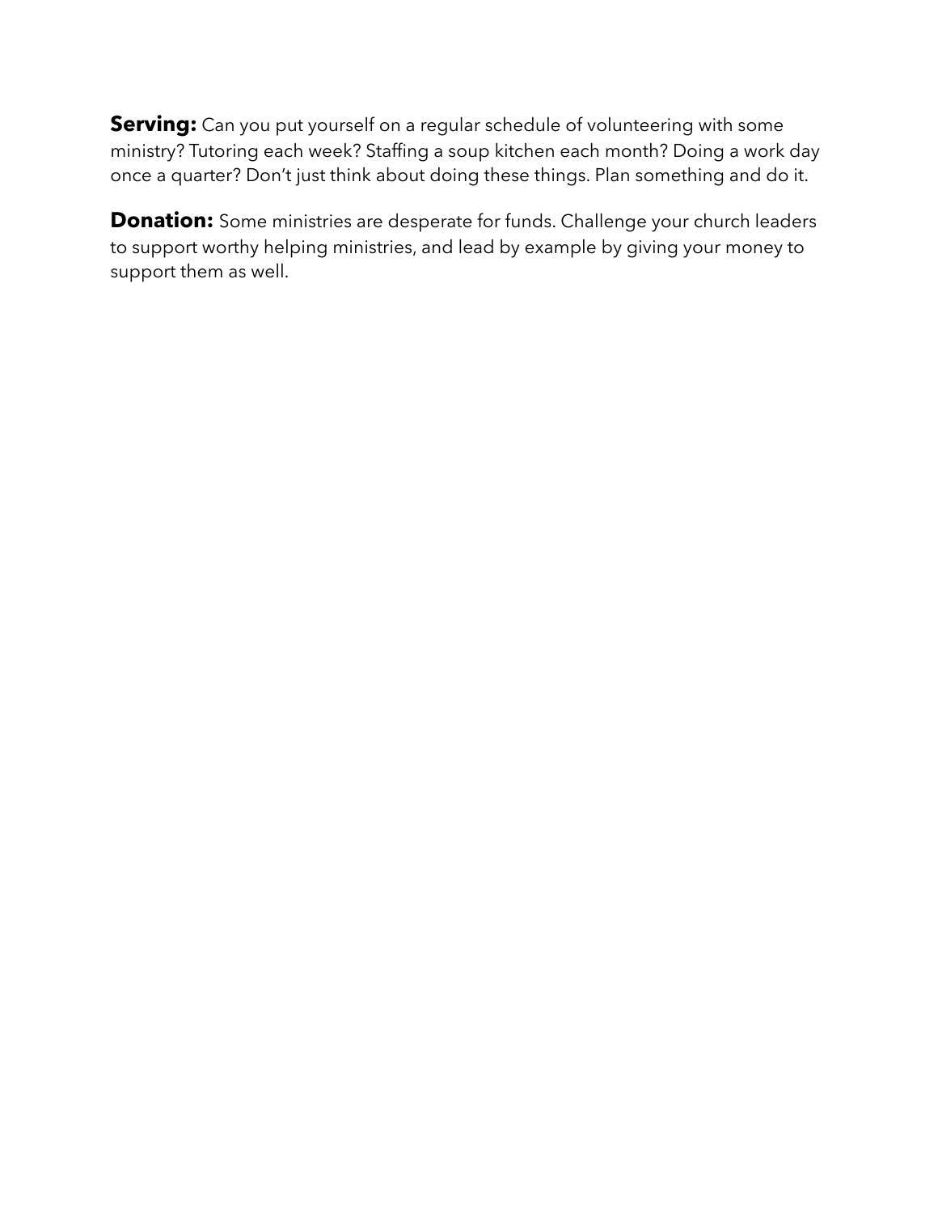**Serving:** Can you put yourself on a regular schedule of volunteering with some ministry? Tutoring each week? Staffing a soup kitchen each month? Doing a work day once a quarter? Don't just think about doing these things. Plan something and do it.

**Donation:** Some ministries are desperate for funds. Challenge your church leaders to support worthy helping ministries, and lead by example by giving your money to support them as well.